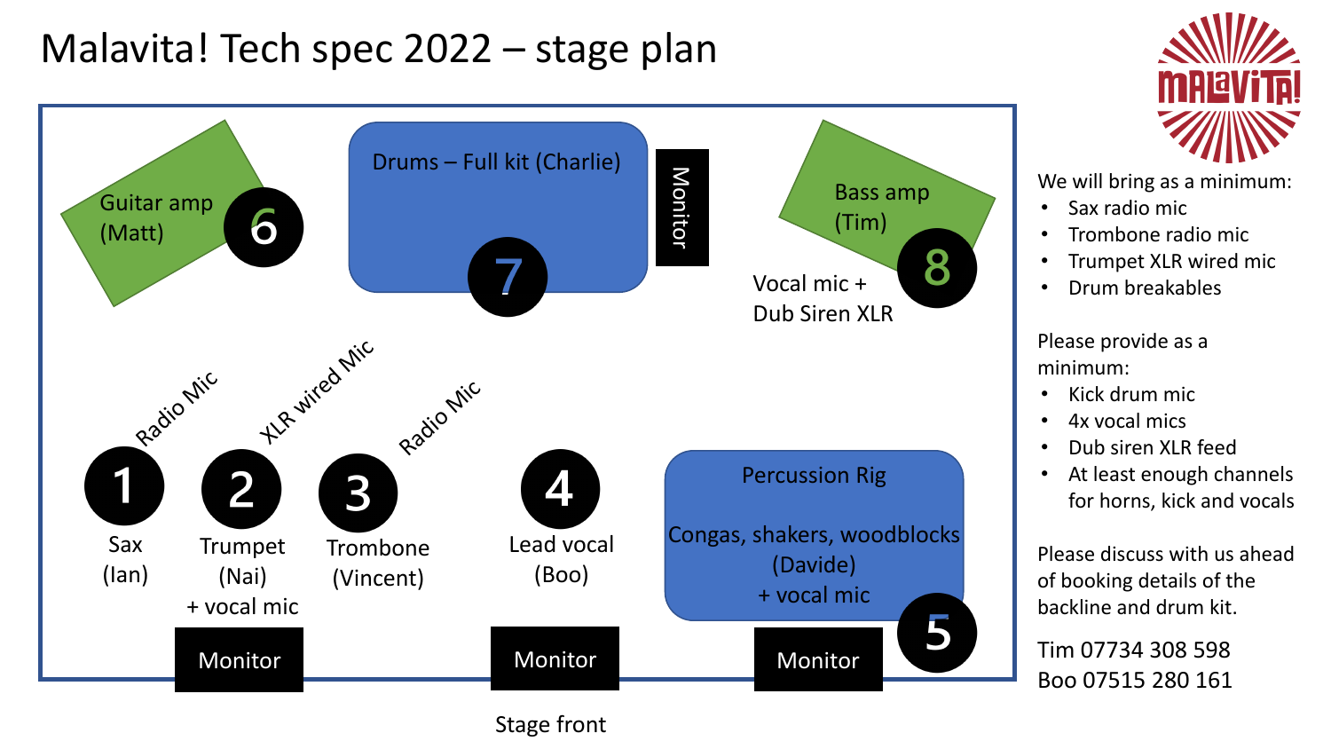# Malavita! Tech spec 2022 – stage plan

Drums – Full kit (Charlie)

7

Monitor

Guitar amp (Matt)

6

Bass amp (Tim)

8

Vocal mic + Dub Siren XLR

Radio Mic

XLR wired Mic

Radio Mic

1 Sax (Ian)

2 Trumpet (Nai) + vocal mic

3 Trombone (Vincent)

4 Lead vocal (Boo)

Percussion Rig

Congas, shakers, woodblocks (Davide) + vocal mic

5

Monitor

Monitor

Monitor

Stage front

MALAVITA!

We will bring as a minimum:

- Sax radio mic
- Trombone radio mic
- Trumpet XLR wired mic
- Drum breakables

Please provide as a minimum:

- Kick drum mic
- 4x vocal mics
- Dub siren XLR feed
- At least enough channels for horns, kick and vocals

Please discuss with us ahead of booking details of the backline and drum kit.

Tim 07734 308 598
Boo 07515 280 161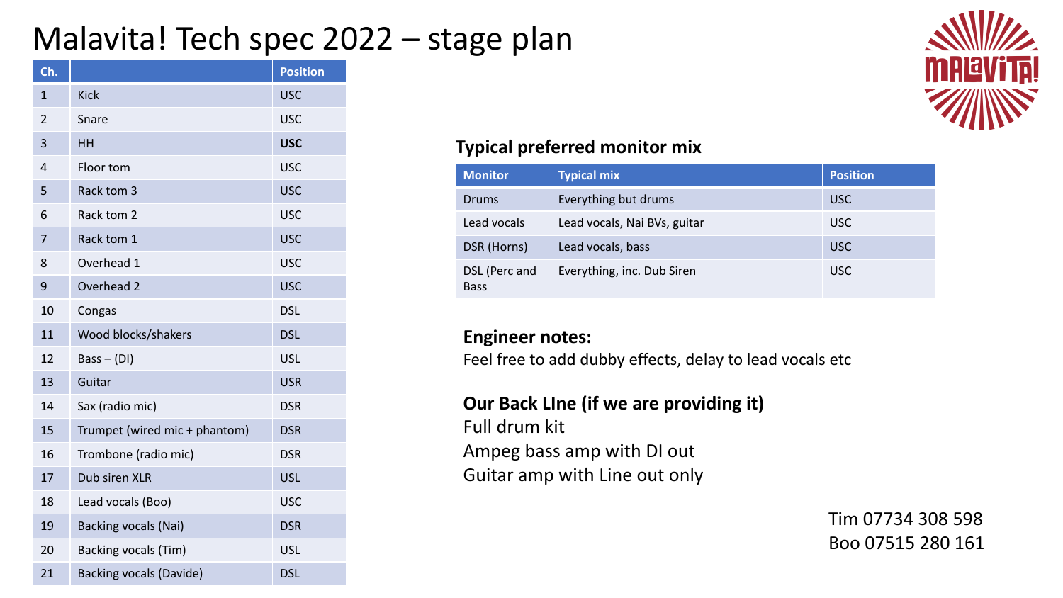# Malavita! Tech spec 2022 – stage plan

| Ch. | | Position |
|---|---|---|
| 1 | Kick | USC |
| 2 | Snare | USC |
| 3 | HH | **USC** |
| 4 | Floor tom | USC |
| 5 | Rack tom 3 | USC |
| 6 | Rack tom 2 | USC |
| 7 | Rack tom 1 | USC |
| 8 | Overhead 1 | USC |
| 9 | Overhead 2 | USC |
| 10 | Congas | DSL |
| 11 | Wood blocks/shakers | DSL |
| 12 | Bass – (DI) | USL |
| 13 | Guitar | USR |
| 14 | Sax (radio mic) | DSR |
| 15 | Trumpet (wired mic + phantom) | DSR |
| 16 | Trombone (radio mic) | DSR |
| 17 | Dub siren XLR | USL |
| 18 | Lead vocals (Boo) | USC |
| 19 | Backing vocals (Nai) | DSR |
| 20 | Backing vocals (Tim) | USL |
| 21 | Backing vocals (Davide) | DSL |

## Typical preferred monitor mix

| Monitor | Typical mix | Position |
|---|---|---|
| Drums | Everything but drums | USC |
| Lead vocals | Lead vocals, Nai BVs, guitar | USC |
| DSR (Horns) | Lead vocals, bass | USC |
| DSL (Perc and Bass | Everything, inc. Dub Siren | USC |

**Engineer notes:**

Feel free to add dubby effects, delay to lead vocals etc

**Our Back LIne (if we are providing it)**

Full drum kit

Ampeg bass amp with DI out

Guitar amp with Line out only

Tim 07734 308 598

Boo 07515 280 161